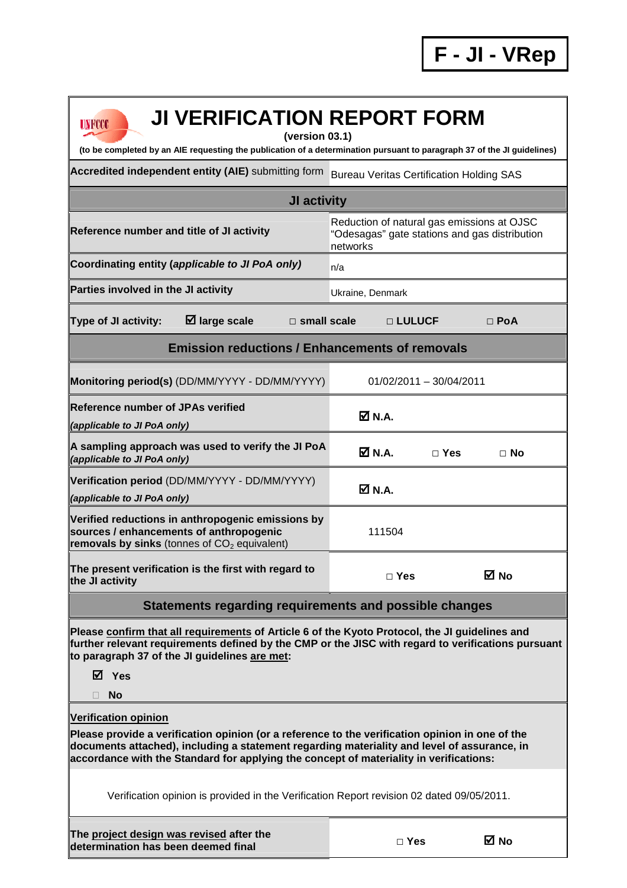**F - JI - VRep**

# JI VERIFICATION REPORT FORM

**(version 03.1)**

**(to be completed by an AIE requesting the publication of a determination pursuant to paragraph 37 of the JI guidelines)**

| **Accredited independent entity (AIE)** submitting form | Bureau Veritas Certification Holding SAS |
|---|---|

## JI activity

| | |
|---|---|
| **Reference number and title of JI activity** | Reduction of natural gas emissions at OJSC "Odesagas" gate stations and gas distribution networks |
| **Coordinating entity (*applicable to JI PoA only*)** | n/a |
| **Parties involved in the JI activity** | Ukraine, Denmark |

**Type of JI activity:** ☑ **large scale** □ **small scale** □ **LULUCF** □ **PoA**

## Emission reductions / Enhancements of removals

| | |
|---|---|
| **Monitoring period(s)** (DD/MM/YYYY - DD/MM/YYYY) | 01/02/2011 – 30/04/2011 |
| **Reference number of JPAs verified** *(applicable to JI PoA only)* | ☑ **N.A.** |
| **A sampling approach was used to verify the JI PoA** *(applicable to JI PoA only)* | ☑ **N.A.** □ **Yes** □ **No** |
| **Verification period** (DD/MM/YYYY - DD/MM/YYYY) *(applicable to JI PoA only)* | ☑ **N.A.** |
| **Verified reductions in anthropogenic emissions by sources / enhancements of anthropogenic removals by sinks** (tonnes of $CO_2$ equivalent) | 111504 |
| **The present verification is the first with regard to the JI activity** | □ **Yes** ☑ **No** |

## Statements regarding requirements and possible changes

**Please confirm that all requirements of Article 6 of the Kyoto Protocol, the JI guidelines and further relevant requirements defined by the CMP or the JISC with regard to verifications pursuant to paragraph 37 of the JI guidelines are met:**

☑ **Yes**

□ **No**

**Verification opinion**

**Please provide a verification opinion (or a reference to the verification opinion in one of the documents attached), including a statement regarding materiality and level of assurance, in accordance with the Standard for applying the concept of materiality in verifications:**

Verification opinion is provided in the Verification Report revision 02 dated 09/05/2011.

| | |
|---|---|
| **The project design was revised after the determination has been deemed final** | □ **Yes** ☑ **No** |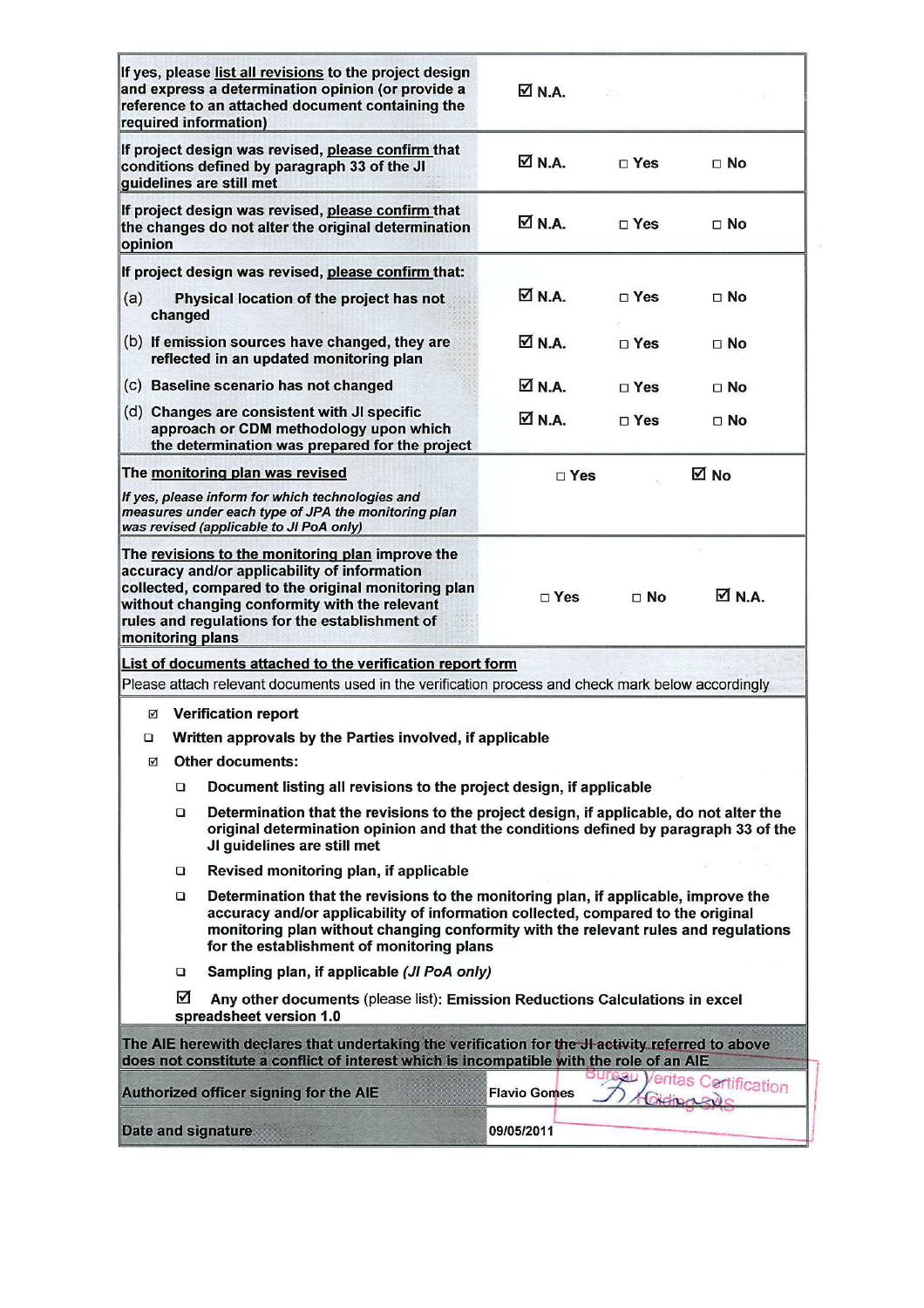| | | | |
|---|---|---|---|
| If yes, please list all revisions to the project design and express a determination opinion (or provide a reference to an attached document containing the required information) | ☑ N.A. | | |
| If project design was revised, please confirm that conditions defined by paragraph 33 of the JI guidelines are still met | ☑ N.A. | □ Yes | □ No |
| If project design was revised, please confirm that the changes do not alter the original determination opinion | ☑ N.A. | □ Yes | □ No |
| If project design was revised, please confirm that: | | | |
| (a) Physical location of the project has not changed | ☑ N.A. | □ Yes | □ No |
| (b) If emission sources have changed, they are reflected in an updated monitoring plan | ☑ N.A. | □ Yes | □ No |
| (c) Baseline scenario has not changed | ☑ N.A. | □ Yes | □ No |
| (d) Changes are consistent with JI specific approach or CDM methodology upon which the determination was prepared for the project | ☑ N.A. | □ Yes | □ No |
| The monitoring plan was revised<br>*If yes, please inform for which technologies and measures under each type of JPA the monitoring plan was revised (applicable to JI PoA only)* | □ Yes | | ☑ No |
| The revisions to the monitoring plan improve the accuracy and/or applicability of information collected, compared to the original monitoring plan without changing conformity with the relevant rules and regulations for the establishment of monitoring plans | □ Yes | □ No | ☑ N.A. |

**List of documents attached to the verification report form**

Please attach relevant documents used in the verification process and check mark below accordingly

- ☑ **Verification report**
- □ **Written approvals by the Parties involved, if applicable**
- ☑ **Other documents:**
  - □ **Document listing all revisions to the project design, if applicable**
  - □ **Determination that the revisions to the project design, if applicable, do not alter the original determination opinion and that the conditions defined by paragraph 33 of the JI guidelines are still met**
  - □ **Revised monitoring plan, if applicable**
  - □ **Determination that the revisions to the monitoring plan, if applicable, improve the accuracy and/or applicability of information collected, compared to the original monitoring plan without changing conformity with the relevant rules and regulations for the establishment of monitoring plans**
  - □ **Sampling plan, if applicable** *(JI PoA only)*
  - ☑ **Any other documents** (please list): **Emission Reductions Calculations in excel spreadsheet version 1.0**

**The AIE herewith declares that undertaking the verification for the JI activity referred to above does not constitute a conflict of interest which is incompatible with the role of an AIE**

| | |
|---|---|
| Authorized officer signing for the AIE | Flavio Gomes |
| Date and signature | 09/05/2011 |

Bureau Veritas Certification Holding SAS